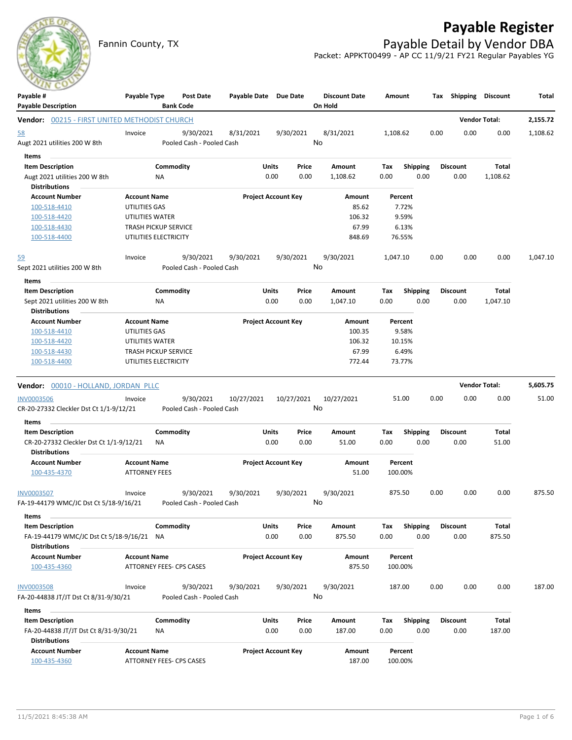# Payable Register

Fannin County, TX

## Payable Detail by Vendor DBA

Packet: APPKT00499 - AP CC 11/9/21 FY21 Regular Payables YG

| Payable # / Payable Description | Payable Type | Post Date / Bank Code | Payable Date | Due Date | Discount Date / On Hold | Amount | Tax | Shipping | Discount | Total |
|---|---|---|---|---|---|---|---|---|---|---|

### Vendor: 00215 - FIRST UNITED METHODIST CHURCH — Vendor Total: 2,155.72

| Payable # | Payable Type | Post Date | Payable Date | Due Date | Discount Date | Amount | Tax | Shipping | Discount | Total |
|---|---|---|---|---|---|---|---|---|---|---|
| 58 | Invoice | 9/30/2021 | 8/31/2021 | 9/30/2021 | 8/31/2021 | 1,108.62 | 0.00 | 0.00 | 0.00 | 1,108.62 |

Augt 2021 utilities 200 W 8th — Pooled Cash - Pooled Cash — On Hold: No

**Items**

| Item Description | Commodity | Units | Price | Amount | Tax | Shipping | Discount | Total |
|---|---|---|---|---|---|---|---|---|
| Augt 2021 utilities 200 W 8th | NA | 0.00 | 0.00 | 1,108.62 | 0.00 | 0.00 | 0.00 | 1,108.62 |

**Distributions**

| Account Number | Account Name | Project Account Key | Amount | Percent |
|---|---|---|---|---|
| 100-518-4410 | UTILITIES GAS | | 85.62 | 7.72% |
| 100-518-4420 | UTILITIES WATER | | 106.32 | 9.59% |
| 100-518-4430 | TRASH PICKUP SERVICE | | 67.99 | 6.13% |
| 100-518-4400 | UTILITIES ELECTRICITY | | 848.69 | 76.55% |

| Payable # | Payable Type | Post Date | Payable Date | Due Date | Discount Date | Amount | Tax | Shipping | Discount | Total |
|---|---|---|---|---|---|---|---|---|---|---|
| 59 | Invoice | 9/30/2021 | 9/30/2021 | 9/30/2021 | 9/30/2021 | 1,047.10 | 0.00 | 0.00 | 0.00 | 1,047.10 |

Sept 2021 utilities 200 W 8th — Pooled Cash - Pooled Cash — On Hold: No

**Items**

| Item Description | Commodity | Units | Price | Amount | Tax | Shipping | Discount | Total |
|---|---|---|---|---|---|---|---|---|
| Sept 2021 utilities 200 W 8th | NA | 0.00 | 0.00 | 1,047.10 | 0.00 | 0.00 | 0.00 | 1,047.10 |

**Distributions**

| Account Number | Account Name | Project Account Key | Amount | Percent |
|---|---|---|---|---|
| 100-518-4410 | UTILITIES GAS | | 100.35 | 9.58% |
| 100-518-4420 | UTILITIES WATER | | 106.32 | 10.15% |
| 100-518-4430 | TRASH PICKUP SERVICE | | 67.99 | 6.49% |
| 100-518-4400 | UTILITIES ELECTRICITY | | 772.44 | 73.77% |

### Vendor: 00010 - HOLLAND, JORDAN PLLC — Vendor Total: 5,605.75

| Payable # | Payable Type | Post Date | Payable Date | Due Date | Discount Date | Amount | Tax | Shipping | Discount | Total |
|---|---|---|---|---|---|---|---|---|---|---|
| INV0003506 | Invoice | 9/30/2021 | 10/27/2021 | 10/27/2021 | 10/27/2021 | 51.00 | 0.00 | 0.00 | 0.00 | 51.00 |

CR-20-27332 Cleckler Dst Ct 1/1-9/12/21 — Pooled Cash - Pooled Cash — On Hold: No

**Items**

| Item Description | Commodity | Units | Price | Amount | Tax | Shipping | Discount | Total |
|---|---|---|---|---|---|---|---|---|
| CR-20-27332 Cleckler Dst Ct 1/1-9/12/21 | NA | 0.00 | 0.00 | 51.00 | 0.00 | 0.00 | 0.00 | 51.00 |

**Distributions**

| Account Number | Account Name | Project Account Key | Amount | Percent |
|---|---|---|---|---|
| 100-435-4370 | ATTORNEY FEES | | 51.00 | 100.00% |

| Payable # | Payable Type | Post Date | Payable Date | Due Date | Discount Date | Amount | Tax | Shipping | Discount | Total |
|---|---|---|---|---|---|---|---|---|---|---|
| INV0003507 | Invoice | 9/30/2021 | 9/30/2021 | 9/30/2021 | 9/30/2021 | 875.50 | 0.00 | 0.00 | 0.00 | 875.50 |

FA-19-44179 WMC/JC Dst Ct 5/18-9/16/21 — Pooled Cash - Pooled Cash — On Hold: No

**Items**

| Item Description | Commodity | Units | Price | Amount | Tax | Shipping | Discount | Total |
|---|---|---|---|---|---|---|---|---|
| FA-19-44179 WMC/JC Dst Ct 5/18-9/16/21 | NA | 0.00 | 0.00 | 875.50 | 0.00 | 0.00 | 0.00 | 875.50 |

**Distributions**

| Account Number | Account Name | Project Account Key | Amount | Percent |
|---|---|---|---|---|
| 100-435-4360 | ATTORNEY FEES- CPS CASES | | 875.50 | 100.00% |

| Payable # | Payable Type | Post Date | Payable Date | Due Date | Discount Date | Amount | Tax | Shipping | Discount | Total |
|---|---|---|---|---|---|---|---|---|---|---|
| INV0003508 | Invoice | 9/30/2021 | 9/30/2021 | 9/30/2021 | 9/30/2021 | 187.00 | 0.00 | 0.00 | 0.00 | 187.00 |

FA-20-44838 JT/JT Dst Ct 8/31-9/30/21 — Pooled Cash - Pooled Cash — On Hold: No

**Items**

| Item Description | Commodity | Units | Price | Amount | Tax | Shipping | Discount | Total |
|---|---|---|---|---|---|---|---|---|
| FA-20-44838 JT/JT Dst Ct 8/31-9/30/21 | NA | 0.00 | 0.00 | 187.00 | 0.00 | 0.00 | 0.00 | 187.00 |

**Distributions**

| Account Number | Account Name | Project Account Key | Amount | Percent |
|---|---|---|---|---|
| 100-435-4360 | ATTORNEY FEES- CPS CASES | | 187.00 | 100.00% |

11/5/2021 8:45:38 AM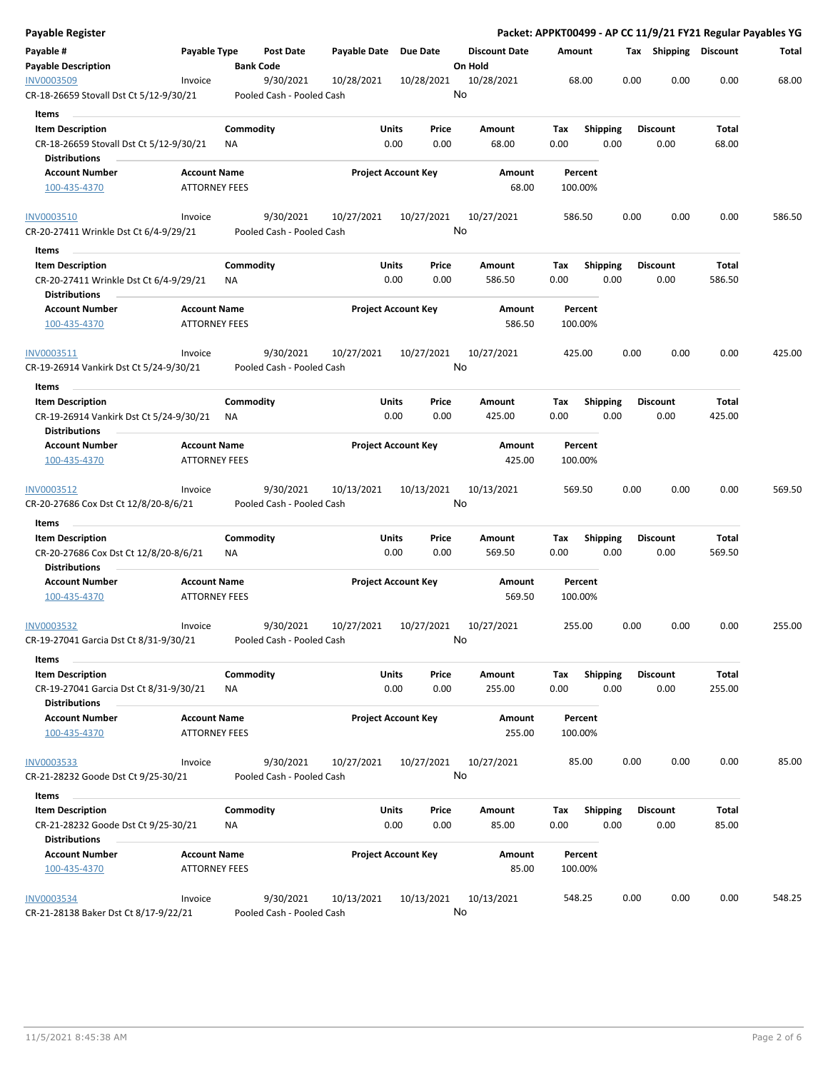**Payable Register** | **Packet: APPKT00499 - AP CC 11/9/21 FY21 Regular Payables YG**

| Payable # | Payable Type | Post Date | Payable Date | Due Date | Discount Date | Amount | Tax | Shipping | Discount | Total |
|---|---|---|---|---|---|---|---|---|---|---|
| **Payable Description** | | **Bank Code** | | | **On Hold** | | | | | |

---

| INV0003509 | Invoice | 9/30/2021 | 10/28/2021 | 10/28/2021 | 10/28/2021 | 68.00 | 0.00 | 0.00 | 0.00 | 68.00 |
|---|---|---|---|---|---|---|---|---|---|---|
| CR-18-26659 Stovall Dst Ct 5/12-9/30/21 | | Pooled Cash - Pooled Cash | | | No | | | | | |

**Items**

| Item Description | Commodity | Units | Price | Amount | Tax | Shipping | Discount | Total |
|---|---|---|---|---|---|---|---|---|
| CR-18-26659 Stovall Dst Ct 5/12-9/30/21 | NA | 0.00 | 0.00 | 68.00 | 0.00 | 0.00 | 0.00 | 68.00 |

**Distributions**

| Account Number | Account Name | Project Account Key | Amount | Percent |
|---|---|---|---|---|
| 100-435-4370 | ATTORNEY FEES | | 68.00 | 100.00% |

---

| INV0003510 | Invoice | 9/30/2021 | 10/27/2021 | 10/27/2021 | 10/27/2021 | 586.50 | 0.00 | 0.00 | 0.00 | 586.50 |
|---|---|---|---|---|---|---|---|---|---|---|
| CR-20-27411 Wrinkle Dst Ct 6/4-9/29/21 | | Pooled Cash - Pooled Cash | | | No | | | | | |

**Items**

| Item Description | Commodity | Units | Price | Amount | Tax | Shipping | Discount | Total |
|---|---|---|---|---|---|---|---|---|
| CR-20-27411 Wrinkle Dst Ct 6/4-9/29/21 | NA | 0.00 | 0.00 | 586.50 | 0.00 | 0.00 | 0.00 | 586.50 |

**Distributions**

| Account Number | Account Name | Project Account Key | Amount | Percent |
|---|---|---|---|---|
| 100-435-4370 | ATTORNEY FEES | | 586.50 | 100.00% |

---

| INV0003511 | Invoice | 9/30/2021 | 10/27/2021 | 10/27/2021 | 10/27/2021 | 425.00 | 0.00 | 0.00 | 0.00 | 425.00 |
|---|---|---|---|---|---|---|---|---|---|---|
| CR-19-26914 Vankirk Dst Ct 5/24-9/30/21 | | Pooled Cash - Pooled Cash | | | No | | | | | |

**Items**

| Item Description | Commodity | Units | Price | Amount | Tax | Shipping | Discount | Total |
|---|---|---|---|---|---|---|---|---|
| CR-19-26914 Vankirk Dst Ct 5/24-9/30/21 | NA | 0.00 | 0.00 | 425.00 | 0.00 | 0.00 | 0.00 | 425.00 |

**Distributions**

| Account Number | Account Name | Project Account Key | Amount | Percent |
|---|---|---|---|---|
| 100-435-4370 | ATTORNEY FEES | | 425.00 | 100.00% |

---

| INV0003512 | Invoice | 9/30/2021 | 10/13/2021 | 10/13/2021 | 10/13/2021 | 569.50 | 0.00 | 0.00 | 0.00 | 569.50 |
|---|---|---|---|---|---|---|---|---|---|---|
| CR-20-27686 Cox Dst Ct 12/8/20-8/6/21 | | Pooled Cash - Pooled Cash | | | No | | | | | |

**Items**

| Item Description | Commodity | Units | Price | Amount | Tax | Shipping | Discount | Total |
|---|---|---|---|---|---|---|---|---|
| CR-20-27686 Cox Dst Ct 12/8/20-8/6/21 | NA | 0.00 | 0.00 | 569.50 | 0.00 | 0.00 | 0.00 | 569.50 |

**Distributions**

| Account Number | Account Name | Project Account Key | Amount | Percent |
|---|---|---|---|---|
| 100-435-4370 | ATTORNEY FEES | | 569.50 | 100.00% |

---

| INV0003532 | Invoice | 9/30/2021 | 10/27/2021 | 10/27/2021 | 10/27/2021 | 255.00 | 0.00 | 0.00 | 0.00 | 255.00 |
|---|---|---|---|---|---|---|---|---|---|---|
| CR-19-27041 Garcia Dst Ct 8/31-9/30/21 | | Pooled Cash - Pooled Cash | | | No | | | | | |

**Items**

| Item Description | Commodity | Units | Price | Amount | Tax | Shipping | Discount | Total |
|---|---|---|---|---|---|---|---|---|
| CR-19-27041 Garcia Dst Ct 8/31-9/30/21 | NA | 0.00 | 0.00 | 255.00 | 0.00 | 0.00 | 0.00 | 255.00 |

**Distributions**

| Account Number | Account Name | Project Account Key | Amount | Percent |
|---|---|---|---|---|
| 100-435-4370 | ATTORNEY FEES | | 255.00 | 100.00% |

---

| INV0003533 | Invoice | 9/30/2021 | 10/27/2021 | 10/27/2021 | 10/27/2021 | 85.00 | 0.00 | 0.00 | 0.00 | 85.00 |
|---|---|---|---|---|---|---|---|---|---|---|
| CR-21-28232 Goode Dst Ct 9/25-30/21 | | Pooled Cash - Pooled Cash | | | No | | | | | |

**Items**

| Item Description | Commodity | Units | Price | Amount | Tax | Shipping | Discount | Total |
|---|---|---|---|---|---|---|---|---|
| CR-21-28232 Goode Dst Ct 9/25-30/21 | NA | 0.00 | 0.00 | 85.00 | 0.00 | 0.00 | 0.00 | 85.00 |

**Distributions**

| Account Number | Account Name | Project Account Key | Amount | Percent |
|---|---|---|---|---|
| 100-435-4370 | ATTORNEY FEES | | 85.00 | 100.00% |

---

| INV0003534 | Invoice | 9/30/2021 | 10/13/2021 | 10/13/2021 | 10/13/2021 | 548.25 | 0.00 | 0.00 | 0.00 | 548.25 |
|---|---|---|---|---|---|---|---|---|---|---|
| CR-21-28138 Baker Dst Ct 8/17-9/22/21 | | Pooled Cash - Pooled Cash | | | No | | | | | |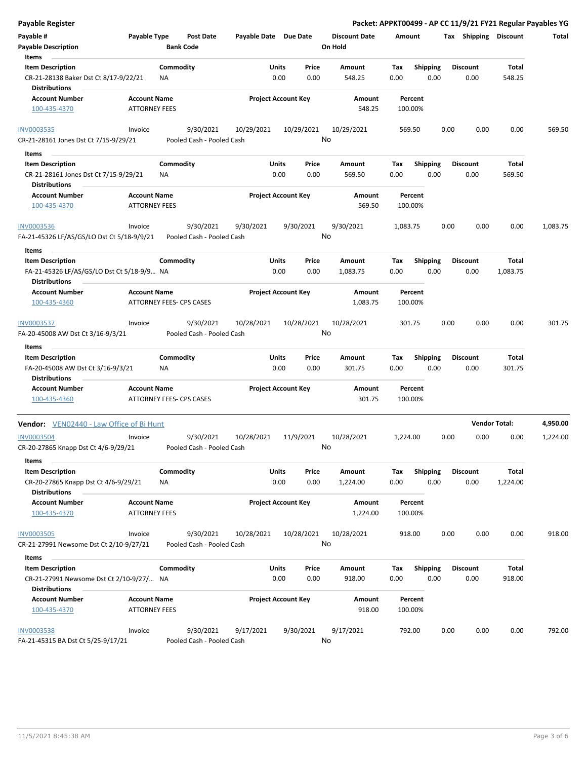**Payable Register** — **Packet: APPKT00499 - AP CC 11/9/21 FY21 Regular Payables YG**

| Payable # | Payable Type | Post Date | Payable Date | Due Date | Discount Date | Amount | Tax | Shipping | Discount | Total |
|---|---|---|---|---|---|---|---|---|---|---|
| Payable Description | | Bank Code | | | On Hold | | | | | |

**Items**

| Item Description | Commodity | Units | Price | Amount | Tax | Shipping | Discount | Total |
|---|---|---|---|---|---|---|---|---|
| CR-21-28138 Baker Dst Ct 8/17-9/22/21 | NA | 0.00 | 0.00 | 548.25 | 0.00 | 0.00 | 0.00 | 548.25 |

**Distributions**

| Account Number | Account Name | Project Account Key | Amount | Percent |
|---|---|---|---|---|
| 100-435-4370 | ATTORNEY FEES | | 548.25 | 100.00% |

| Payable # | Payable Type | Post Date | Payable Date | Due Date | Discount Date | Amount | Tax | Shipping | Discount | Total |
|---|---|---|---|---|---|---|---|---|---|---|
| INV0003535 | Invoice | 9/30/2021 | 10/29/2021 | 10/29/2021 | 10/29/2021 | 569.50 | 0.00 | 0.00 | 0.00 | 569.50 |
| CR-21-28161 Jones Dst Ct 7/15-9/29/21 | | Pooled Cash - Pooled Cash | | | No | | | | | |

**Items**

| Item Description | Commodity | Units | Price | Amount | Tax | Shipping | Discount | Total |
|---|---|---|---|---|---|---|---|---|
| CR-21-28161 Jones Dst Ct 7/15-9/29/21 | NA | 0.00 | 0.00 | 569.50 | 0.00 | 0.00 | 0.00 | 569.50 |

**Distributions**

| Account Number | Account Name | Project Account Key | Amount | Percent |
|---|---|---|---|---|
| 100-435-4370 | ATTORNEY FEES | | 569.50 | 100.00% |

| Payable # | Payable Type | Post Date | Payable Date | Due Date | Discount Date | Amount | Tax | Shipping | Discount | Total |
|---|---|---|---|---|---|---|---|---|---|---|
| INV0003536 | Invoice | 9/30/2021 | 9/30/2021 | 9/30/2021 | 9/30/2021 | 1,083.75 | 0.00 | 0.00 | 0.00 | 1,083.75 |
| FA-21-45326 LF/AS/GS/LO Dst Ct 5/18-9/9/21 | | Pooled Cash - Pooled Cash | | | No | | | | | |

**Items**

| Item Description | Commodity | Units | Price | Amount | Tax | Shipping | Discount | Total |
|---|---|---|---|---|---|---|---|---|
| FA-21-45326 LF/AS/GS/LO Dst Ct 5/18-9/9... | NA | 0.00 | 0.00 | 1,083.75 | 0.00 | 0.00 | 0.00 | 1,083.75 |

**Distributions**

| Account Number | Account Name | Project Account Key | Amount | Percent |
|---|---|---|---|---|
| 100-435-4360 | ATTORNEY FEES- CPS CASES | | 1,083.75 | 100.00% |

| Payable # | Payable Type | Post Date | Payable Date | Due Date | Discount Date | Amount | Tax | Shipping | Discount | Total |
|---|---|---|---|---|---|---|---|---|---|---|
| INV0003537 | Invoice | 9/30/2021 | 10/28/2021 | 10/28/2021 | 10/28/2021 | 301.75 | 0.00 | 0.00 | 0.00 | 301.75 |
| FA-20-45008 AW Dst Ct 3/16-9/3/21 | | Pooled Cash - Pooled Cash | | | No | | | | | |

**Items**

| Item Description | Commodity | Units | Price | Amount | Tax | Shipping | Discount | Total |
|---|---|---|---|---|---|---|---|---|
| FA-20-45008 AW Dst Ct 3/16-9/3/21 | NA | 0.00 | 0.00 | 301.75 | 0.00 | 0.00 | 0.00 | 301.75 |

**Distributions**

| Account Number | Account Name | Project Account Key | Amount | Percent |
|---|---|---|---|---|
| 100-435-4360 | ATTORNEY FEES- CPS CASES | | 301.75 | 100.00% |

**Vendor:** VEN02440 - Law Office of Bi Hunt — **Vendor Total: 4,950.00**

| Payable # | Payable Type | Post Date | Payable Date | Due Date | Discount Date | Amount | Tax | Shipping | Discount | Total |
|---|---|---|---|---|---|---|---|---|---|---|
| INV0003504 | Invoice | 9/30/2021 | 10/28/2021 | 11/9/2021 | 10/28/2021 | 1,224.00 | 0.00 | 0.00 | 0.00 | 1,224.00 |
| CR-20-27865 Knapp Dst Ct 4/6-9/29/21 | | Pooled Cash - Pooled Cash | | | No | | | | | |

**Items**

| Item Description | Commodity | Units | Price | Amount | Tax | Shipping | Discount | Total |
|---|---|---|---|---|---|---|---|---|
| CR-20-27865 Knapp Dst Ct 4/6-9/29/21 | NA | 0.00 | 0.00 | 1,224.00 | 0.00 | 0.00 | 0.00 | 1,224.00 |

**Distributions**

| Account Number | Account Name | Project Account Key | Amount | Percent |
|---|---|---|---|---|
| 100-435-4370 | ATTORNEY FEES | | 1,224.00 | 100.00% |

| Payable # | Payable Type | Post Date | Payable Date | Due Date | Discount Date | Amount | Tax | Shipping | Discount | Total |
|---|---|---|---|---|---|---|---|---|---|---|
| INV0003505 | Invoice | 9/30/2021 | 10/28/2021 | 10/28/2021 | 10/28/2021 | 918.00 | 0.00 | 0.00 | 0.00 | 918.00 |
| CR-21-27991 Newsome Dst Ct 2/10-9/27/21 | | Pooled Cash - Pooled Cash | | | No | | | | | |

**Items**

| Item Description | Commodity | Units | Price | Amount | Tax | Shipping | Discount | Total |
|---|---|---|---|---|---|---|---|---|
| CR-21-27991 Newsome Dst Ct 2/10-9/27/... | NA | 0.00 | 0.00 | 918.00 | 0.00 | 0.00 | 0.00 | 918.00 |

**Distributions**

| Account Number | Account Name | Project Account Key | Amount | Percent |
|---|---|---|---|---|
| 100-435-4370 | ATTORNEY FEES | | 918.00 | 100.00% |

| Payable # | Payable Type | Post Date | Payable Date | Due Date | Discount Date | Amount | Tax | Shipping | Discount | Total |
|---|---|---|---|---|---|---|---|---|---|---|
| INV0003538 | Invoice | 9/30/2021 | 9/17/2021 | 9/30/2021 | 9/17/2021 | 792.00 | 0.00 | 0.00 | 0.00 | 792.00 |
| FA-21-45315 BA Dst Ct 5/25-9/17/21 | | Pooled Cash - Pooled Cash | | | No | | | | | |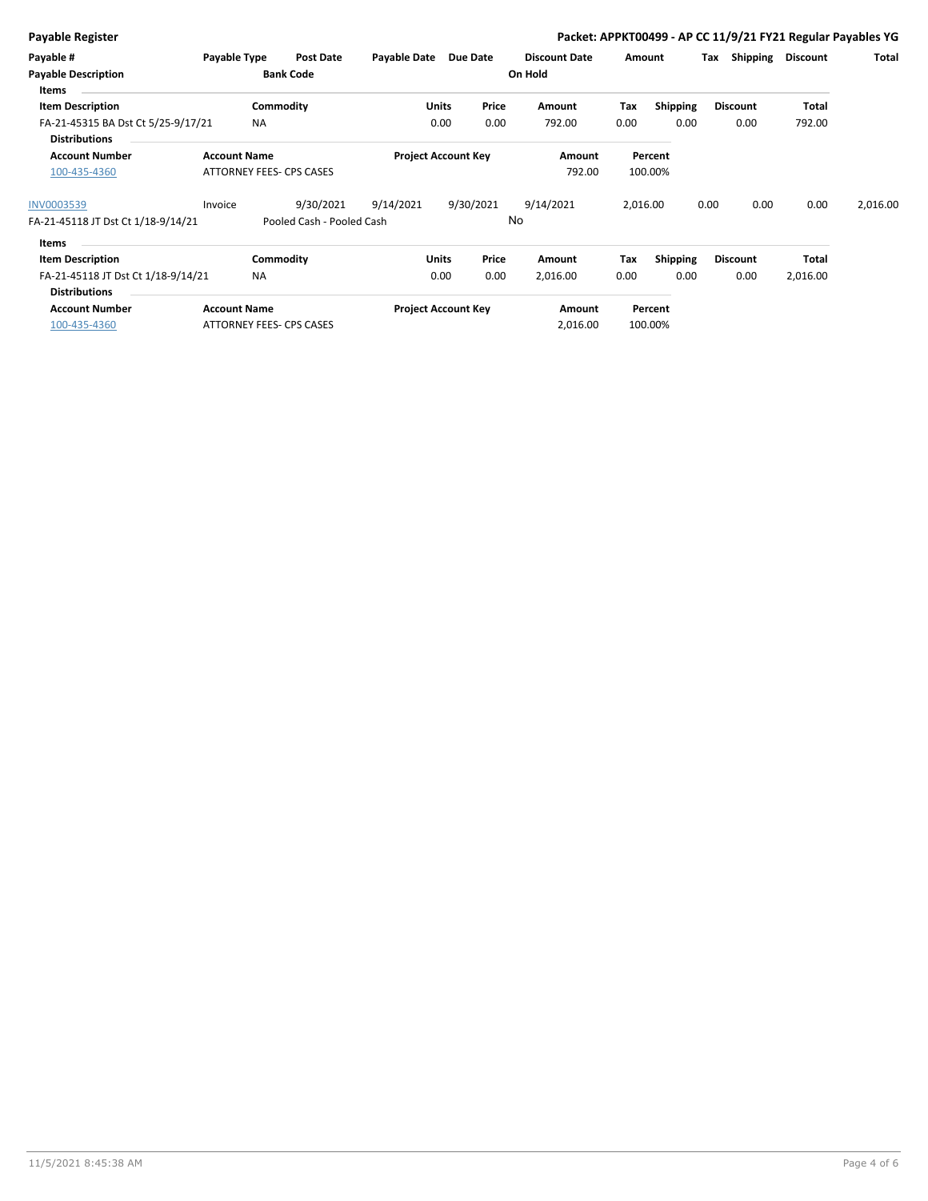**Payable Register** — **Packet: APPKT00499 - AP CC 11/9/21 FY21 Regular Payables YG**

| Payable # | Payable Type | Post Date | Payable Date | Due Date | Discount Date | Amount | Tax | Shipping | Discount | Total |
|---|---|---|---|---|---|---|---|---|---|---|
| **Payable Description** | | **Bank Code** | | | **On Hold** | | | | | |

**Items**

| Item Description | Commodity | Units | Price | Amount | Tax | Shipping | Discount | Total |
|---|---|---|---|---|---|---|---|---|
| FA-21-45315 BA Dst Ct 5/25-9/17/21 | NA | 0.00 | 0.00 | 792.00 | 0.00 | 0.00 | 0.00 | 792.00 |

**Distributions**

| Account Number | Account Name | Project Account Key | Amount | Percent |
|---|---|---|---|---|
| 100-435-4360 | ATTORNEY FEES- CPS CASES | | 792.00 | 100.00% |

| Payable # | Payable Type | Post Date | Payable Date | Due Date | Discount Date | Amount | Tax | Shipping | Discount | Total |
|---|---|---|---|---|---|---|---|---|---|---|
| INV0003539 | Invoice | 9/30/2021 | 9/14/2021 | 9/30/2021 | 9/14/2021 | 2,016.00 | 0.00 | 0.00 | 0.00 | 2,016.00 |
| FA-21-45118 JT Dst Ct 1/18-9/14/21 | | Pooled Cash - Pooled Cash | | | No | | | | | |

**Items**

| Item Description | Commodity | Units | Price | Amount | Tax | Shipping | Discount | Total |
|---|---|---|---|---|---|---|---|---|
| FA-21-45118 JT Dst Ct 1/18-9/14/21 | NA | 0.00 | 0.00 | 2,016.00 | 0.00 | 0.00 | 0.00 | 2,016.00 |

**Distributions**

| Account Number | Account Name | Project Account Key | Amount | Percent |
|---|---|---|---|---|
| 100-435-4360 | ATTORNEY FEES- CPS CASES | | 2,016.00 | 100.00% |

11/5/2021 8:45:38 AM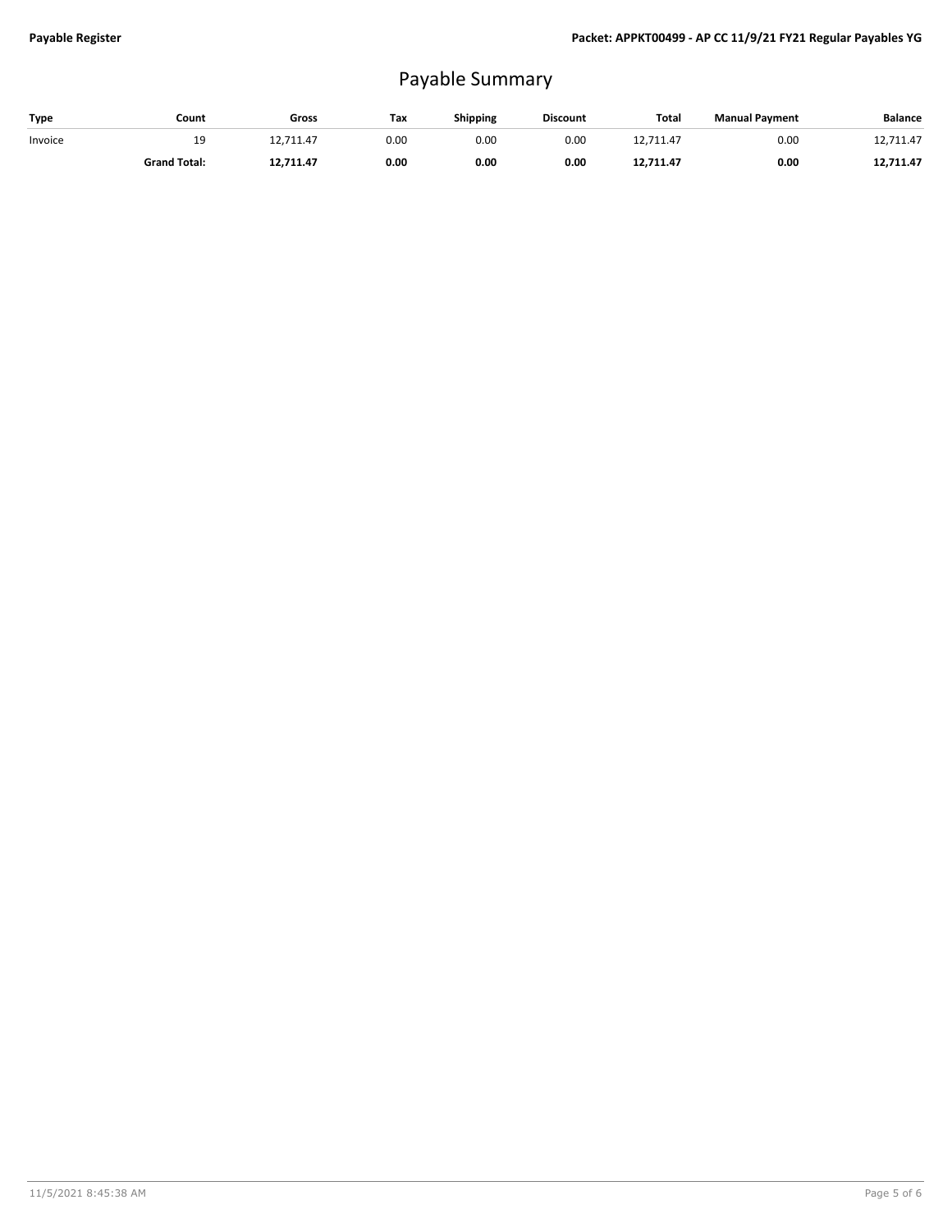# Payable Summary

| Type | Count | Gross | Tax | Shipping | Discount | Total | Manual Payment | Balance |
|---|---|---|---|---|---|---|---|---|
| Invoice | 19 | 12,711.47 | 0.00 | 0.00 | 0.00 | 12,711.47 | 0.00 | 12,711.47 |
| | **Grand Total:** | **12,711.47** | **0.00** | **0.00** | **0.00** | **12,711.47** | **0.00** | **12,711.47** |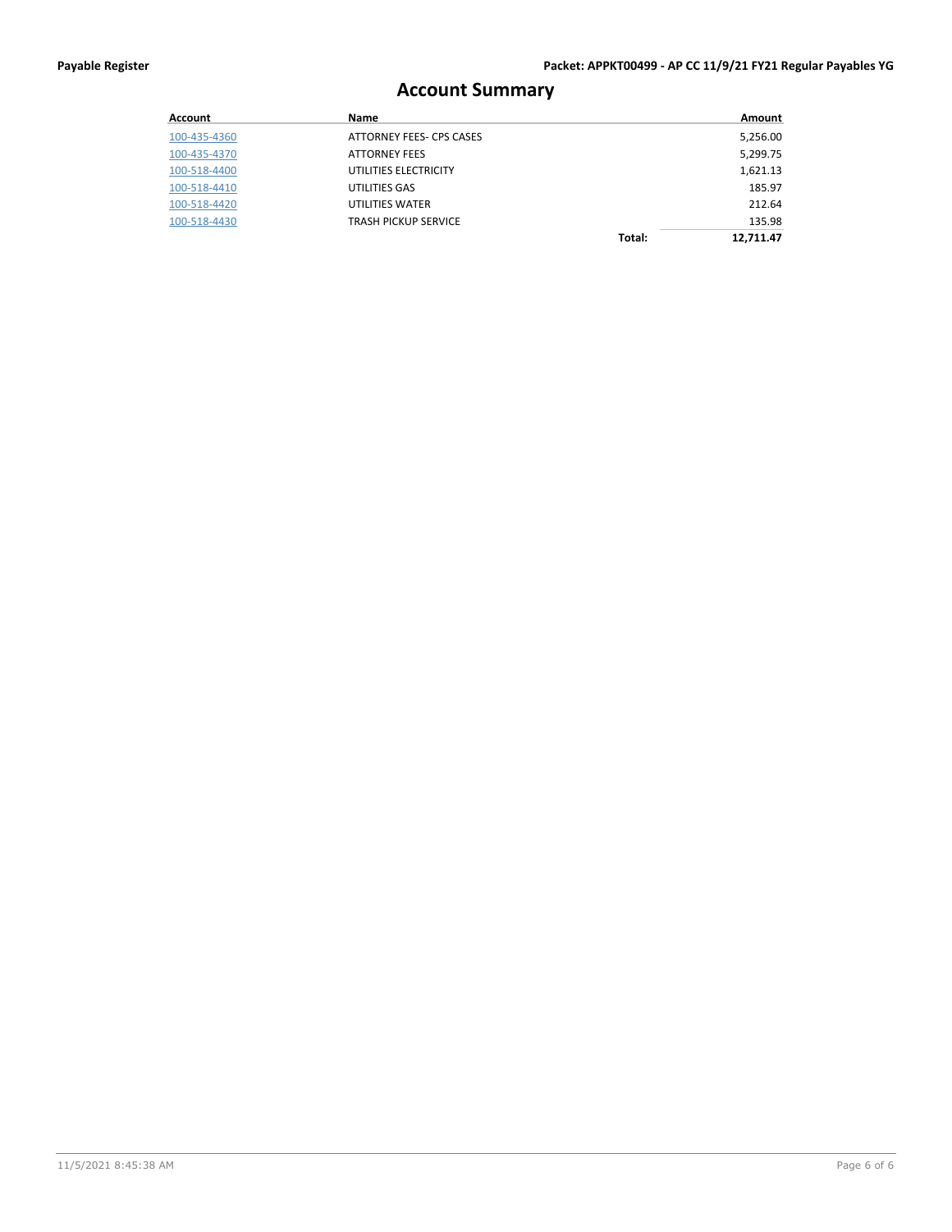# Account Summary

| Account | Name | | Amount |
|---|---|---|---|
| 100-435-4360 | ATTORNEY FEES- CPS CASES | | 5,256.00 |
| 100-435-4370 | ATTORNEY FEES | | 5,299.75 |
| 100-518-4400 | UTILITIES ELECTRICITY | | 1,621.13 |
| 100-518-4410 | UTILITIES GAS | | 185.97 |
| 100-518-4420 | UTILITIES WATER | | 212.64 |
| 100-518-4430 | TRASH PICKUP SERVICE | | 135.98 |
| | | **Total:** | **12,711.47** |